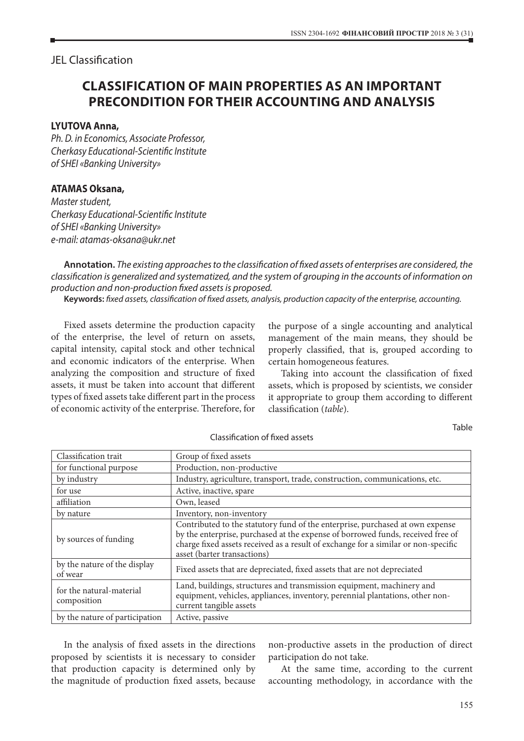JEL Classification

# CLASSIFICATION OF MAIN PROPERTIES AS AN IMPORTANT PRECONDITION FOR THEIR ACCOUNTING AND ANALYSIS

**LYUTOVA Anna,**
*Ph. D. in Economics, Associate Professor,*
*Cherkasy Educational-Scientific Institute*
*of SHEI «Banking University»*

**ATAMAS Oksana,**
*Master student,*
*Cherkasy Educational-Scientific Institute*
*of SHEI «Banking University»*
*e-mail: atamas-oksana@ukr.net*

**Annotation.** *The existing approaches to the classification of fixed assets of enterprises are considered, the classification is generalized and systematized, and the system of grouping in the accounts of information on production and non-production fixed assets is proposed.*

**Keywords:** *fixed assets, classification of fixed assets, analysis, production capacity of the enterprise, accounting.*

Fixed assets determine the production capacity of the enterprise, the level of return on assets, capital intensity, capital stock and other technical and economic indicators of the enterprise. When analyzing the composition and structure of fixed assets, it must be taken into account that different types of fixed assets take different part in the process of economic activity of the enterprise. Therefore, for the purpose of a single accounting and analytical management of the main means, they should be properly classified, that is, grouped according to certain homogeneous features.

Taking into account the classification of fixed assets, which is proposed by scientists, we consider it appropriate to group them according to different classification (*table*).

Table

Classification of fixed assets

| Classification trait | Group of fixed assets |
|---|---|
| for functional purpose | Production, non-productive |
| by industry | Industry, agriculture, transport, trade, construction, communications, etc. |
| for use | Active, inactive, spare |
| affiliation | Own, leased |
| by nature | Inventory, non-inventory |
| by sources of funding | Contributed to the statutory fund of the enterprise, purchased at own expense by the enterprise, purchased at the expense of borrowed funds, received free of charge fixed assets received as a result of exchange for a similar or non-specific asset (barter transactions) |
| by the nature of the display of wear | Fixed assets that are depreciated, fixed assets that are not depreciated |
| for the natural-material composition | Land, buildings, structures and transmission equipment, machinery and equipment, vehicles, appliances, inventory, perennial plantations, other non-current tangible assets |
| by the nature of participation | Active, passive |

In the analysis of fixed assets in the directions proposed by scientists it is necessary to consider that production capacity is determined only by the magnitude of production fixed assets, because non-productive assets in the production of direct participation do not take.

At the same time, according to the current accounting methodology, in accordance with the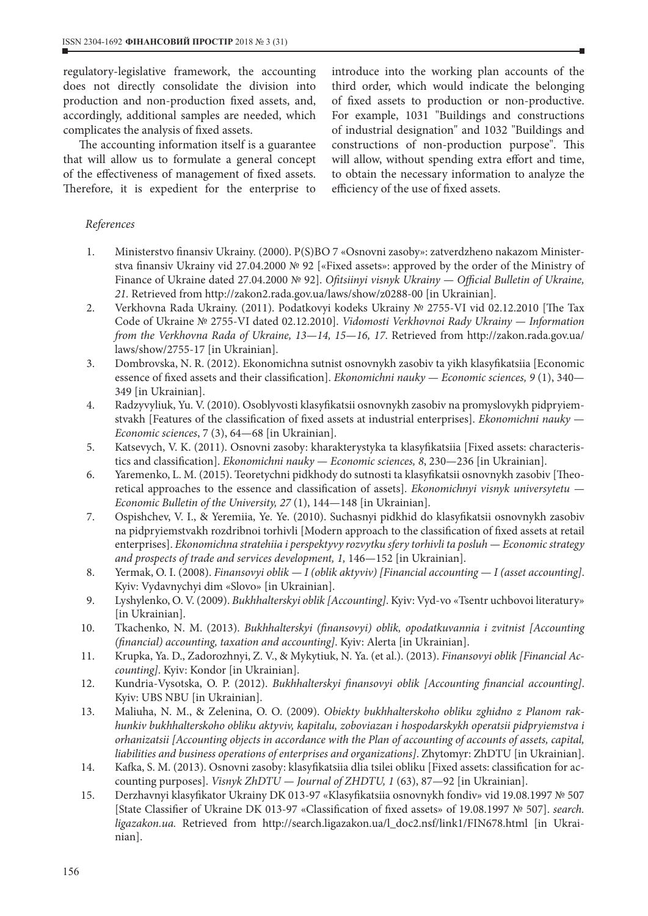regulatory-legislative framework, the accounting does not directly consolidate the division into production and non-production fixed assets, and, accordingly, additional samples are needed, which complicates the analysis of fixed assets.

The accounting information itself is a guarantee that will allow us to formulate a general concept of the effectiveness of management of fixed assets. Therefore, it is expedient for the enterprise to introduce into the working plan accounts of the third order, which would indicate the belonging of fixed assets to production or non-productive. For example, 1031 "Buildings and constructions of industrial designation" and 1032 "Buildings and constructions of non-production purpose". This will allow, without spending extra effort and time, to obtain the necessary information to analyze the efficiency of the use of fixed assets.

*References*

1. Ministerstvo finansiv Ukrainy. (2000). P(S)BO 7 «Osnovni zasoby»: zatverdzheno nakazom Ministerstva finansiv Ukrainy vid 27.04.2000 № 92 [«Fixed assets»: approved by the order of the Ministry of Finance of Ukraine dated 27.04.2000 № 92]. *Ofitsiinyi visnyk Ukrainy — Official Bulletin of Ukraine, 21*. Retrieved from http://zakon2.rada.gov.ua/laws/show/z0288-00 [in Ukrainian].
2. Verkhovna Rada Ukrainy. (2011). Podatkovyi kodeks Ukrainy № 2755-VI vid 02.12.2010 [The Tax Code of Ukraine № 2755-VI dated 02.12.2010]. *Vidomosti Verkhovnoi Rady Ukrainy — Information from the Verkhovna Rada of Ukraine, 13—14, 15—16, 17*. Retrieved from http://zakon.rada.gov.ua/laws/show/2755-17 [in Ukrainian].
3. Dombrovska, N. R. (2012). Ekonomichna sutnist osnovnykh zasobiv ta yikh klasyfikatsiia [Economic essence of fixed assets and their classification]. *Ekonomichni nauky — Economic sciences, 9* (1), 340—349 [in Ukrainian].
4. Radzyvyliuk, Yu. V. (2010). Osoblyvosti klasyfikatsii osnovnykh zasobiv na promyslovykh pidpryiemstvakh [Features of the classification of fixed assets at industrial enterprises]. *Ekonomichni nauky — Economic sciences*, 7 (3), 64—68 [in Ukrainian].
5. Katsevych, V. K. (2011). Osnovni zasoby: kharakterystyka ta klasyfikatsiia [Fixed assets: characteristics and classification]. *Ekonomichni nauky — Economic sciences, 8*, 230—236 [in Ukrainian].
6. Yaremenko, L. M. (2015). Teoretychni pidkhody do sutnosti ta klasyfikatsii osnovnykh zasobiv [Theoretical approaches to the essence and classification of assets]. *Ekonomichnyi visnyk universytetu — Economic Bulletin of the University, 27* (1), 144—148 [in Ukrainian].
7. Ospishchev, V. I., & Yeremiia, Ye. Ye. (2010). Suchasnyi pidkhid do klasyfikatsii osnovnykh zasobiv na pidpryiemstvakh rozdribnoi torhivli [Modern approach to the classification of fixed assets at retail enterprises]. *Ekonomichna stratehiia i perspektyvy rozvytku sfery torhivli ta posluh — Economic strategy and prospects of trade and services development, 1,* 146—152 [in Ukrainian].
8. Yermak, O. I. (2008). *Finansovyi oblik — I (oblik aktyviv) [Financial accounting — I (asset accounting]*. Kyiv: Vydavnychyi dim «Slovo» [in Ukrainian].
9. Lyshylenko, O. V. (2009). *Bukhhalterskyi oblik [Accounting]*. Kyiv: Vyd-vo «Tsentr uchbovoi literatury» [in Ukrainian].
10. Tkachenko, N. M. (2013). *Bukhhalterskyi (finansovyi) oblik, opodatkuvannia i zvitnist [Accounting (financial) accounting, taxation and accounting]*. Kyiv: Alerta [in Ukrainian].
11. Krupka, Ya. D., Zadorozhnyi, Z. V., & Mykytiuk, N. Ya. (et al.). (2013). *Finansovyi oblik [Financial Accounting]*. Kyiv: Kondor [in Ukrainian].
12. Kundria-Vysotska, O. P. (2012). *Bukhhalterskyi finansovyi oblik [Accounting financial accounting]*. Kyiv: UBS NBU [in Ukrainian].
13. Maliuha, N. M., & Zelenina, O. O. (2009). *Obiekty bukhhalterskoho obliku zghidno z Planom rakhunkiv bukhhalterskoho obliku aktyviv, kapitalu, zoboviazan i hospodarskykh operatsii pidpryiemstva i orhanizatsii [Accounting objects in accordance with the Plan of accounting of accounts of assets, capital, liabilities and business operations of enterprises and organizations]*. Zhytomyr: ZhDTU [in Ukrainian].
14. Kafka, S. M. (2013). Osnovni zasoby: klasyfikatsiia dlia tsilei obliku [Fixed assets: classification for accounting purposes]. *Visnyk ZhDTU — Journal of ZHDTU, 1* (63), 87—92 [in Ukrainian].
15. Derzhavnyi klasyfikator Ukrainy DK 013-97 «Klasyfikatsiia osnovnykh fondiv» vid 19.08.1997 № 507 [State Classifier of Ukraine DK 013-97 «Classification of fixed assets» of 19.08.1997 № 507]. *search.ligazakon.ua.* Retrieved from http://search.ligazakon.ua/l_doc2.nsf/link1/FIN678.html [in Ukrainian].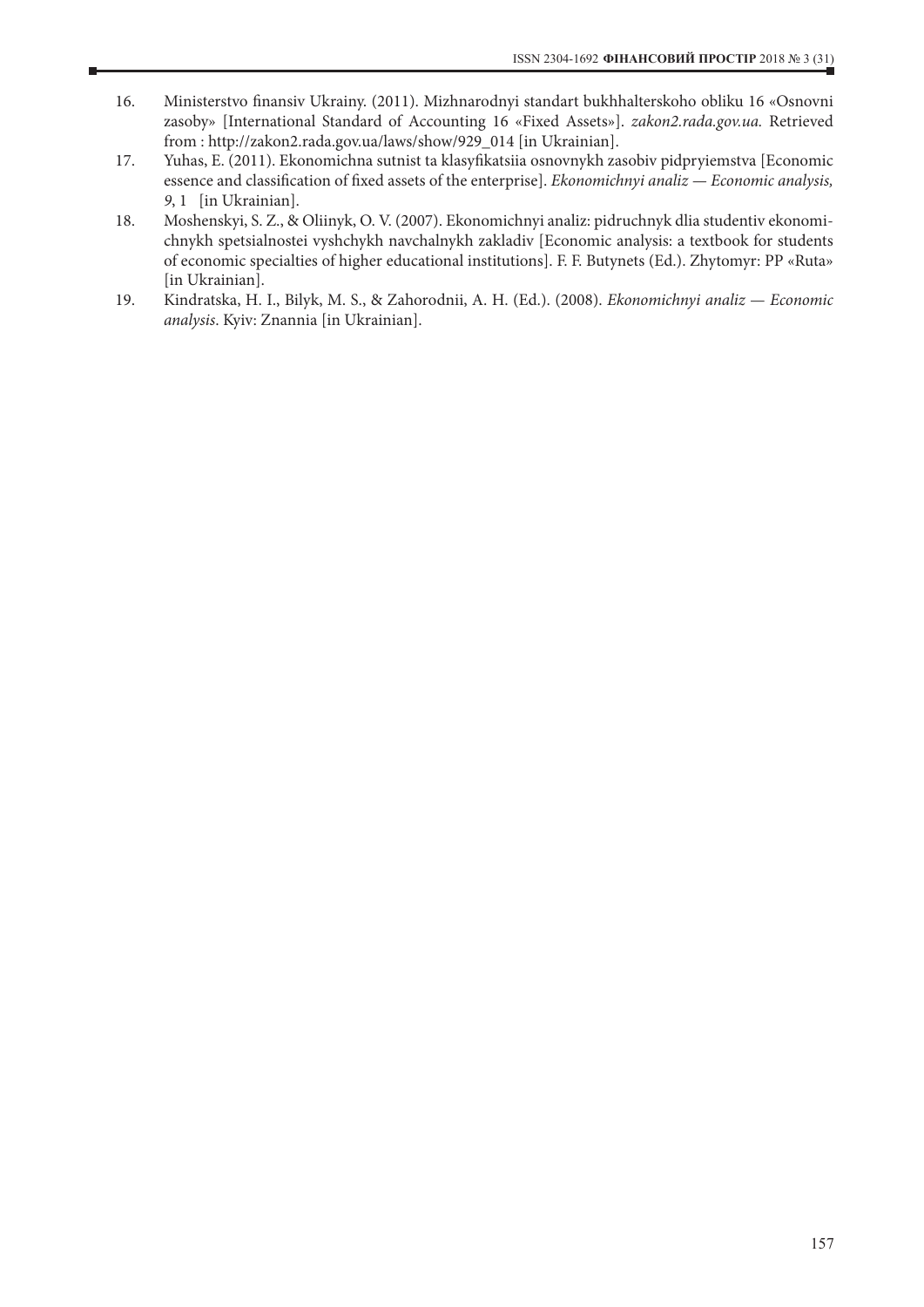16. Ministerstvo finansiv Ukrainy. (2011). Mizhnarodnyi standart bukhhalterskoho obliku 16 «Osnovni zasoby» [International Standard of Accounting 16 «Fixed Assets»]. *zakon2.rada.gov.ua.* Retrieved from : http://zakon2.rada.gov.ua/laws/show/929_014 [in Ukrainian].
17. Yuhas, E. (2011). Ekonomichna sutnist ta klasyfikatsiia osnovnykh zasobiv pidpryiemstva [Economic essence and classification of fixed assets of the enterprise]. *Ekonomichnyi analiz — Economic analysis, 9*, 1 [in Ukrainian].
18. Moshenskyi, S. Z., & Oliinyk, O. V. (2007). Ekonomichnyi analiz: pidruchnyk dlia studentiv ekonomichnykh spetsialnostei vyshchykh navchalnykh zakladiv [Economic analysis: a textbook for students of economic specialties of higher educational institutions]. F. F. Butynets (Ed.). Zhytomyr: PP «Ruta» [in Ukrainian].
19. Kindratska, H. I., Bilyk, M. S., & Zahorodnii, A. H. (Ed.). (2008). *Ekonomichnyi analiz — Economic analysis*. Kyiv: Znannia [in Ukrainian].